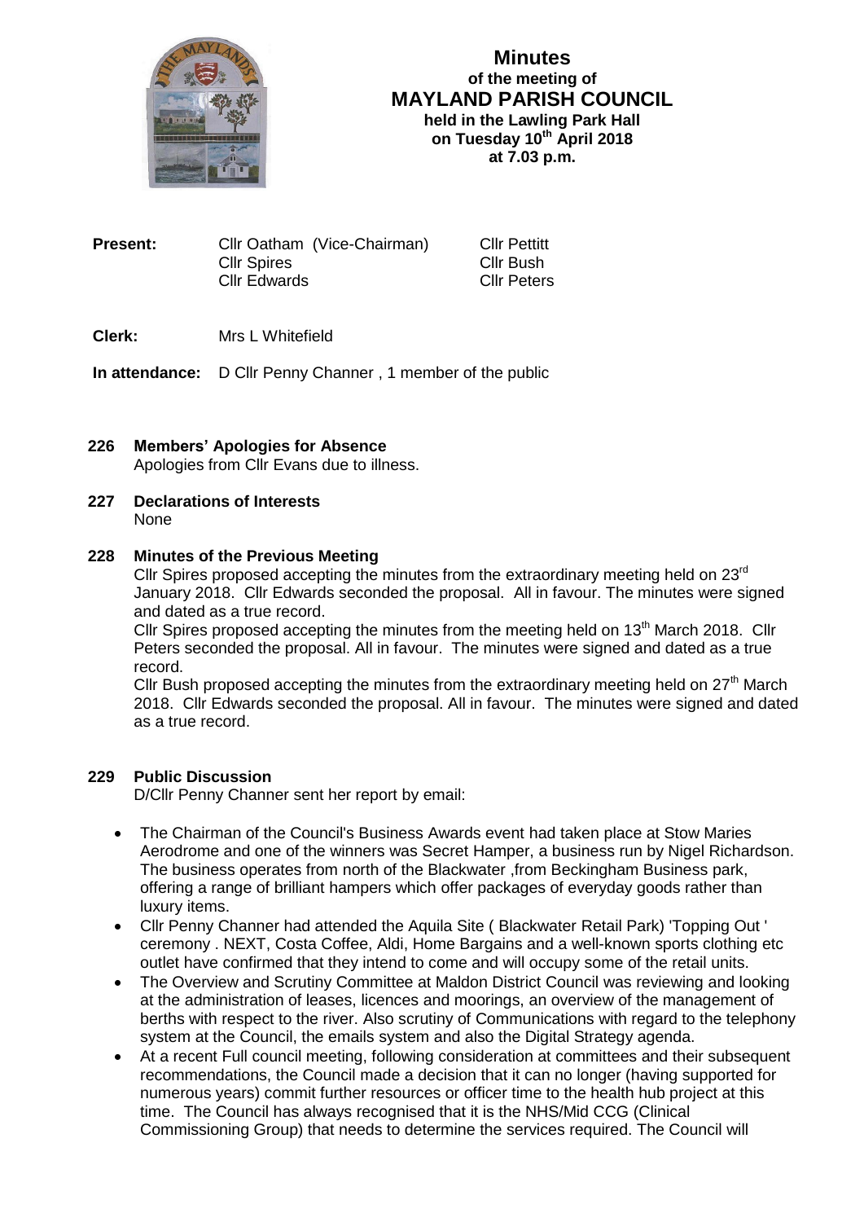# Minutes

## of the meeting of

## MAYLAND PARISH COUNCIL

### held in the Lawling Park Hall on Tuesday 10th April 2018 at 7.03 p.m.

| | | |
|---|---|---|
| **Present:** | Cllr Oatham (Vice-Chairman) | Cllr Pettitt |
| | Cllr Spires | Cllr Bush |
| | Cllr Edwards | Cllr Peters |

**Clerk:** Mrs L Whitefield

**In attendance:** D Cllr Penny Channer , 1 member of the public

**226 Members' Apologies for Absence**

Apologies from Cllr Evans due to illness.

**227 Declarations of Interests**

None

**228 Minutes of the Previous Meeting**

Cllr Spires proposed accepting the minutes from the extraordinary meeting held on 23rd January 2018. Cllr Edwards seconded the proposal. All in favour. The minutes were signed and dated as a true record.

Cllr Spires proposed accepting the minutes from the meeting held on 13th March 2018. Cllr Peters seconded the proposal. All in favour. The minutes were signed and dated as a true record.

Cllr Bush proposed accepting the minutes from the extraordinary meeting held on 27th March 2018. Cllr Edwards seconded the proposal. All in favour. The minutes were signed and dated as a true record.

**229 Public Discussion**

D/Cllr Penny Channer sent her report by email:

- The Chairman of the Council's Business Awards event had taken place at Stow Maries Aerodrome and one of the winners was Secret Hamper, a business run by Nigel Richardson. The business operates from north of the Blackwater ,from Beckingham Business park, offering a range of brilliant hampers which offer packages of everyday goods rather than luxury items.
- Cllr Penny Channer had attended the Aquila Site ( Blackwater Retail Park) 'Topping Out ' ceremony . NEXT, Costa Coffee, Aldi, Home Bargains and a well-known sports clothing etc outlet have confirmed that they intend to come and will occupy some of the retail units.
- The Overview and Scrutiny Committee at Maldon District Council was reviewing and looking at the administration of leases, licences and moorings, an overview of the management of berths with respect to the river. Also scrutiny of Communications with regard to the telephony system at the Council, the emails system and also the Digital Strategy agenda.
- At a recent Full council meeting, following consideration at committees and their subsequent recommendations, the Council made a decision that it can no longer (having supported for numerous years) commit further resources or officer time to the health hub project at this time. The Council has always recognised that it is the NHS/Mid CCG (Clinical Commissioning Group) that needs to determine the services required. The Council will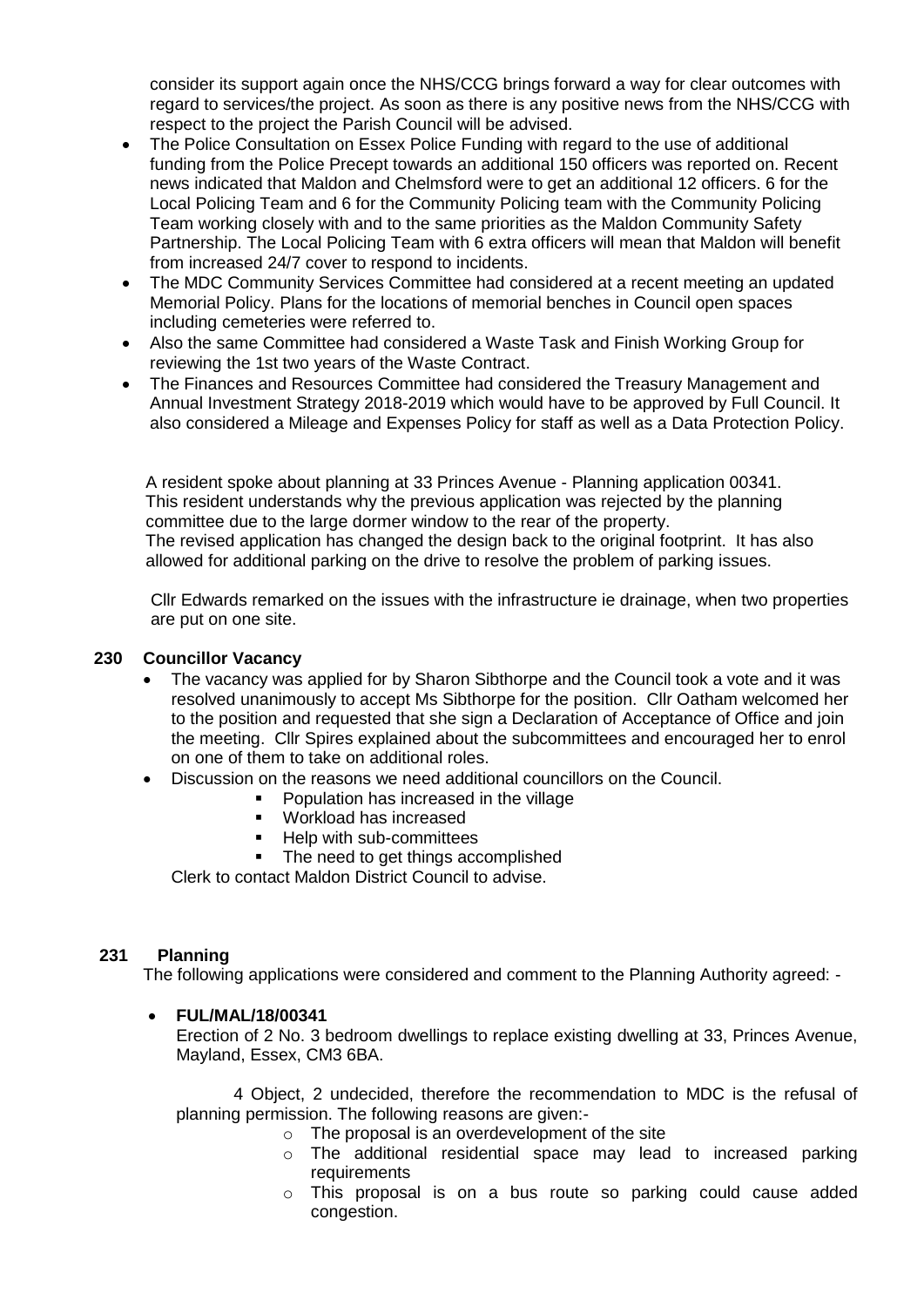consider its support again once the NHS/CCG brings forward a way for clear outcomes with regard to services/the project. As soon as there is any positive news from the NHS/CCG with respect to the project the Parish Council will be advised.

- The Police Consultation on Essex Police Funding with regard to the use of additional funding from the Police Precept towards an additional 150 officers was reported on. Recent news indicated that Maldon and Chelmsford were to get an additional 12 officers. 6 for the Local Policing Team and 6 for the Community Policing team with the Community Policing Team working closely with and to the same priorities as the Maldon Community Safety Partnership. The Local Policing Team with 6 extra officers will mean that Maldon will benefit from increased 24/7 cover to respond to incidents.
- The MDC Community Services Committee had considered at a recent meeting an updated Memorial Policy. Plans for the locations of memorial benches in Council open spaces including cemeteries were referred to.
- Also the same Committee had considered a Waste Task and Finish Working Group for reviewing the 1st two years of the Waste Contract.
- The Finances and Resources Committee had considered the Treasury Management and Annual Investment Strategy 2018-2019 which would have to be approved by Full Council. It also considered a Mileage and Expenses Policy for staff as well as a Data Protection Policy.

A resident spoke about planning at 33 Princes Avenue - Planning application 00341. This resident understands why the previous application was rejected by the planning committee due to the large dormer window to the rear of the property.
The revised application has changed the design back to the original footprint. It has also allowed for additional parking on the drive to resolve the problem of parking issues.

Cllr Edwards remarked on the issues with the infrastructure ie drainage, when two properties are put on one site.

## 230 Councillor Vacancy

- The vacancy was applied for by Sharon Sibthorpe and the Council took a vote and it was resolved unanimously to accept Ms Sibthorpe for the position. Cllr Oatham welcomed her to the position and requested that she sign a Declaration of Acceptance of Office and join the meeting. Cllr Spires explained about the subcommittees and encouraged her to enrol on one of them to take on additional roles.
- Discussion on the reasons we need additional councillors on the Council.
    - Population has increased in the village
    - Workload has increased
    - Help with sub-committees
    - The need to get things accomplished

Clerk to contact Maldon District Council to advise.

## 231 Planning

The following applications were considered and comment to the Planning Authority agreed: -

- **FUL/MAL/18/00341**

  Erection of 2 No. 3 bedroom dwellings to replace existing dwelling at 33, Princes Avenue, Mayland, Essex, CM3 6BA.

  4 Object, 2 undecided, therefore the recommendation to MDC is the refusal of planning permission. The following reasons are given:-

    - The proposal is an overdevelopment of the site
    - The additional residential space may lead to increased parking requirements
    - This proposal is on a bus route so parking could cause added congestion.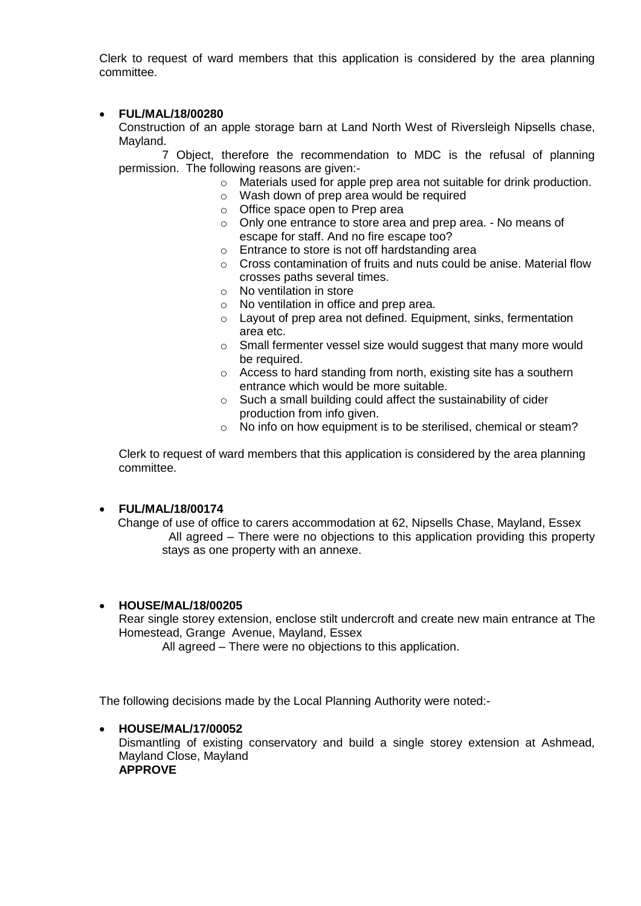Clerk to request of ward members that this application is considered by the area planning committee.

- **FUL/MAL/18/00280**

  Construction of an apple storage barn at Land North West of Riversleigh Nipsells chase, Mayland.

  7 Object, therefore the recommendation to MDC is the refusal of planning permission. The following reasons are given:-

  - Materials used for apple prep area not suitable for drink production.
  - Wash down of prep area would be required
  - Office space open to Prep area
  - Only one entrance to store area and prep area. - No means of escape for staff. And no fire escape too?
  - Entrance to store is not off hardstanding area
  - Cross contamination of fruits and nuts could be anise. Material flow crosses paths several times.
  - No ventilation in store
  - No ventilation in office and prep area.
  - Layout of prep area not defined. Equipment, sinks, fermentation area etc.
  - Small fermenter vessel size would suggest that many more would be required.
  - Access to hard standing from north, existing site has a southern entrance which would be more suitable.
  - Such a small building could affect the sustainability of cider production from info given.
  - No info on how equipment is to be sterilised, chemical or steam?

  Clerk to request of ward members that this application is considered by the area planning committee.

- **FUL/MAL/18/00174**

  Change of use of office to carers accommodation at 62, Nipsells Chase, Mayland, Essex

  All agreed – There were no objections to this application providing this property stays as one property with an annexe.

- **HOUSE/MAL/18/00205**

  Rear single storey extension, enclose stilt undercroft and create new main entrance at The Homestead, Grange Avenue, Mayland, Essex

  All agreed – There were no objections to this application.

The following decisions made by the Local Planning Authority were noted:-

- **HOUSE/MAL/17/00052**

  Dismantling of existing conservatory and build a single storey extension at Ashmead, Mayland Close, Mayland

  **APPROVE**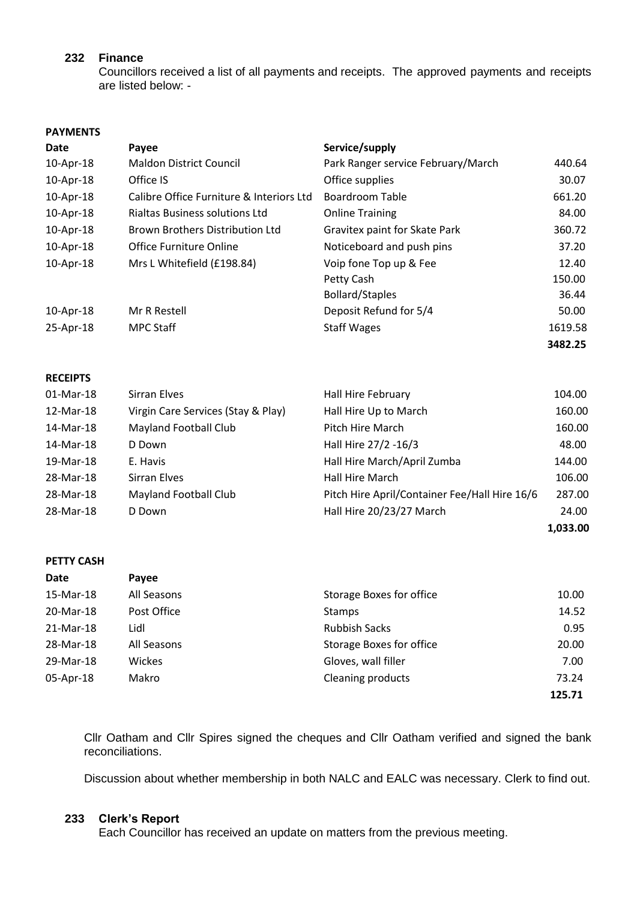## 232 Finance

Councillors received a list of all payments and receipts. The approved payments and receipts are listed below: -

**PAYMENTS**

| Date | Payee | Service/supply | |
|---|---|---|---|
| 10-Apr-18 | Maldon District Council | Park Ranger service February/March | 440.64 |
| 10-Apr-18 | Office IS | Office supplies | 30.07 |
| 10-Apr-18 | Calibre Office Furniture & Interiors Ltd | Boardroom Table | 661.20 |
| 10-Apr-18 | Rialtas Business solutions Ltd | Online Training | 84.00 |
| 10-Apr-18 | Brown Brothers Distribution Ltd | Gravitex paint for Skate Park | 360.72 |
| 10-Apr-18 | Office Furniture Online | Noticeboard and push pins | 37.20 |
| 10-Apr-18 | Mrs L Whitefield (£198.84) | Voip fone Top up & Fee | 12.40 |
| | | Petty Cash | 150.00 |
| | | Bollard/Staples | 36.44 |
| 10-Apr-18 | Mr R Restell | Deposit Refund for 5/4 | 50.00 |
| 25-Apr-18 | MPC Staff | Staff Wages | 1619.58 |
| | | | **3482.25** |

**RECEIPTS**

| Date | Payee | Service/supply | |
|---|---|---|---|
| 01-Mar-18 | Sirran Elves | Hall Hire February | 104.00 |
| 12-Mar-18 | Virgin Care Services (Stay & Play) | Hall Hire Up to March | 160.00 |
| 14-Mar-18 | Mayland Football Club | Pitch Hire March | 160.00 |
| 14-Mar-18 | D Down | Hall Hire 27/2 -16/3 | 48.00 |
| 19-Mar-18 | E. Havis | Hall Hire March/April Zumba | 144.00 |
| 28-Mar-18 | Sirran Elves | Hall Hire March | 106.00 |
| 28-Mar-18 | Mayland Football Club | Pitch Hire April/Container Fee/Hall Hire 16/6 | 287.00 |
| 28-Mar-18 | D Down | Hall Hire 20/23/27 March | 24.00 |
| | | | **1,033.00** |

**PETTY CASH**

| Date | Payee | | |
|---|---|---|---|
| 15-Mar-18 | All Seasons | Storage Boxes for office | 10.00 |
| 20-Mar-18 | Post Office | Stamps | 14.52 |
| 21-Mar-18 | Lidl | Rubbish Sacks | 0.95 |
| 28-Mar-18 | All Seasons | Storage Boxes for office | 20.00 |
| 29-Mar-18 | Wickes | Gloves, wall filler | 7.00 |
| 05-Apr-18 | Makro | Cleaning products | 73.24 |
| | | | **125.71** |

Cllr Oatham and Cllr Spires signed the cheques and Cllr Oatham verified and signed the bank reconciliations.

Discussion about whether membership in both NALC and EALC was necessary. Clerk to find out.

## 233 Clerk's Report

Each Councillor has received an update on matters from the previous meeting.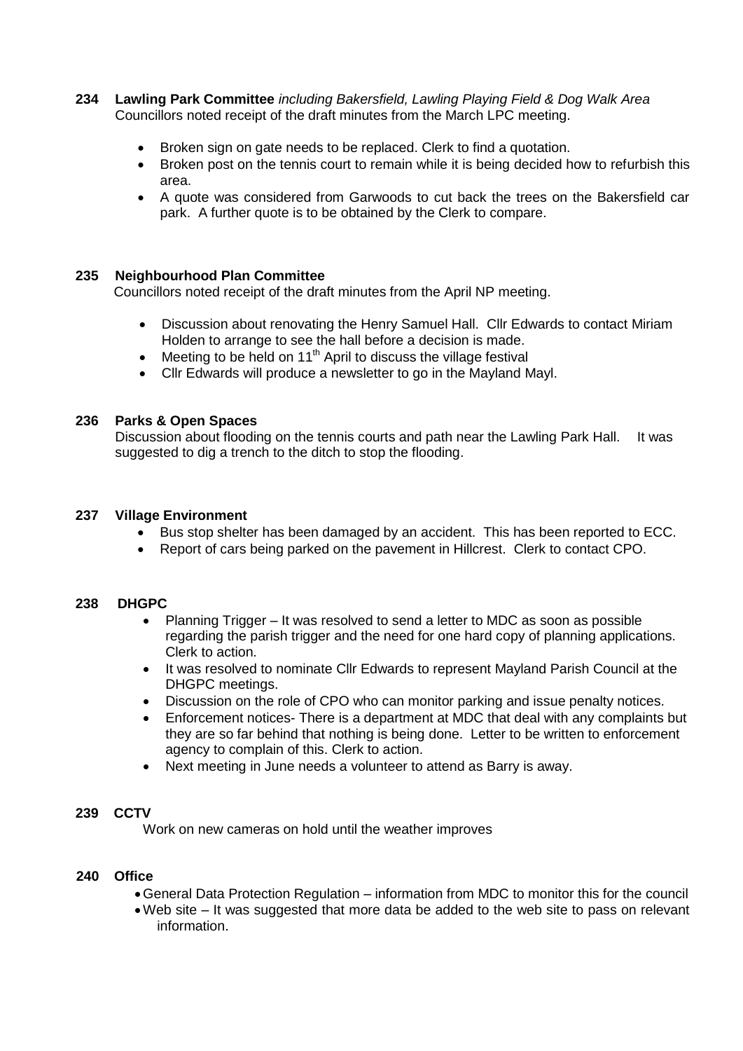**234 Lawling Park Committee** *including Bakersfield, Lawling Playing Field & Dog Walk Area*
Councillors noted receipt of the draft minutes from the March LPC meeting.

- Broken sign on gate needs to be replaced. Clerk to find a quotation.
- Broken post on the tennis court to remain while it is being decided how to refurbish this area.
- A quote was considered from Garwoods to cut back the trees on the Bakersfield car park. A further quote is to be obtained by the Clerk to compare.

**235 Neighbourhood Plan Committee**
Councillors noted receipt of the draft minutes from the April NP meeting.

- Discussion about renovating the Henry Samuel Hall. Cllr Edwards to contact Miriam Holden to arrange to see the hall before a decision is made.
- Meeting to be held on 11th April to discuss the village festival
- Cllr Edwards will produce a newsletter to go in the Mayland Mayl.

**236 Parks & Open Spaces**
Discussion about flooding on the tennis courts and path near the Lawling Park Hall. It was suggested to dig a trench to the ditch to stop the flooding.

**237 Village Environment**

- Bus stop shelter has been damaged by an accident. This has been reported to ECC.
- Report of cars being parked on the pavement in Hillcrest. Clerk to contact CPO.

**238 DHGPC**

- Planning Trigger – It was resolved to send a letter to MDC as soon as possible regarding the parish trigger and the need for one hard copy of planning applications. Clerk to action.
- It was resolved to nominate Cllr Edwards to represent Mayland Parish Council at the DHGPC meetings.
- Discussion on the role of CPO who can monitor parking and issue penalty notices.
- Enforcement notices- There is a department at MDC that deal with any complaints but they are so far behind that nothing is being done. Letter to be written to enforcement agency to complain of this. Clerk to action.
- Next meeting in June needs a volunteer to attend as Barry is away.

**239 CCTV**
Work on new cameras on hold until the weather improves

**240 Office**

- General Data Protection Regulation – information from MDC to monitor this for the council
- Web site – It was suggested that more data be added to the web site to pass on relevant information.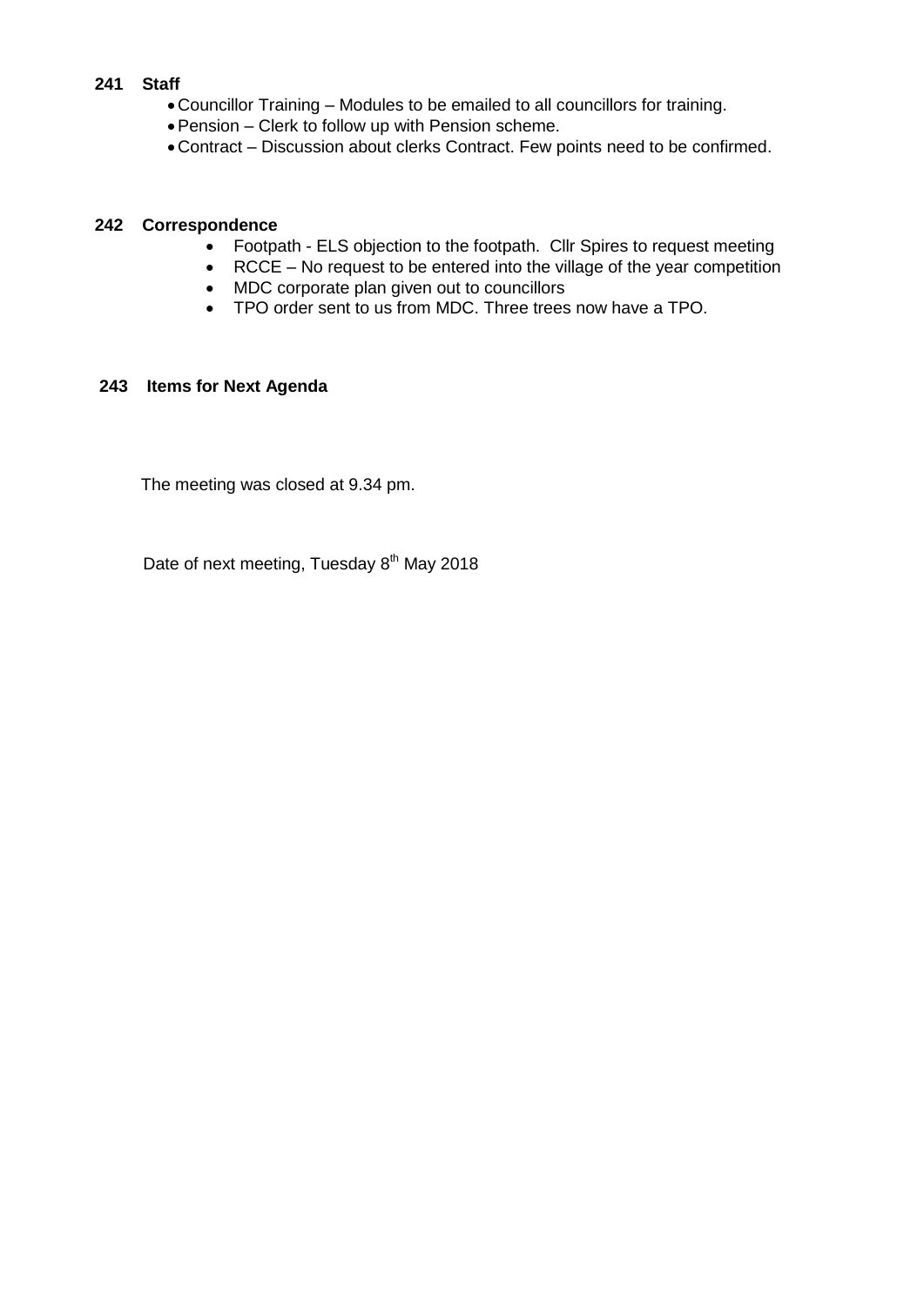**241 Staff**

- Councillor Training – Modules to be emailed to all councillors for training.
- Pension – Clerk to follow up with Pension scheme.
- Contract – Discussion about clerks Contract. Few points need to be confirmed.

**242 Correspondence**

- Footpath - ELS objection to the footpath. Cllr Spires to request meeting
- RCCE – No request to be entered into the village of the year competition
- MDC corporate plan given out to councillors
- TPO order sent to us from MDC. Three trees now have a TPO.

**243 Items for Next Agenda**

The meeting was closed at 9.34 pm.

Date of next meeting, Tuesday 8th May 2018